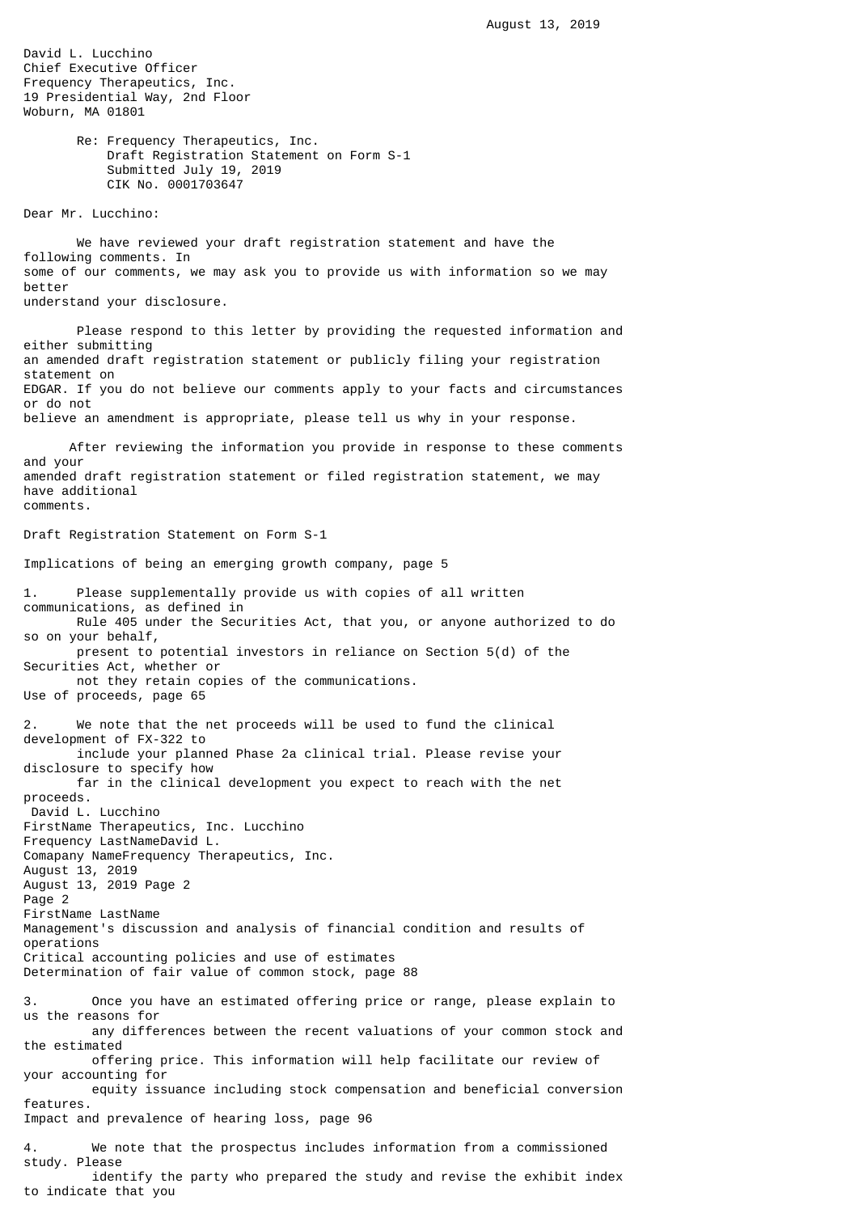August 13, 2019

David L. Lucchino
Chief Executive Officer
Frequency Therapeutics, Inc.
19 Presidential Way, 2nd Floor
Woburn, MA 01801

Re: Frequency Therapeutics, Inc.
Draft Registration Statement on Form S-1
Submitted July 19, 2019
CIK No. 0001703647

Dear Mr. Lucchino:

We have reviewed your draft registration statement and have the following comments. In some of our comments, we may ask you to provide us with information so we may better understand your disclosure.

Please respond to this letter by providing the requested information and either submitting an amended draft registration statement or publicly filing your registration statement on EDGAR. If you do not believe our comments apply to your facts and circumstances or do not believe an amendment is appropriate, please tell us why in your response.

After reviewing the information you provide in response to these comments and your amended draft registration statement or filed registration statement, we may have additional comments.

Draft Registration Statement on Form S-1

Implications of being an emerging growth company, page 5

1. Please supplementally provide us with copies of all written communications, as defined in Rule 405 under the Securities Act, that you, or anyone authorized to do so on your behalf, present to potential investors in reliance on Section 5(d) of the Securities Act, whether or not they retain copies of the communications.

Use of proceeds, page 65

2. We note that the net proceeds will be used to fund the clinical development of FX-322 to include your planned Phase 2a clinical trial. Please revise your disclosure to specify how far in the clinical development you expect to reach with the net proceeds.

Management's discussion and analysis of financial condition and results of operations
Critical accounting policies and use of estimates
Determination of fair value of common stock, page 88

3. Once you have an estimated offering price or range, please explain to us the reasons for any differences between the recent valuations of your common stock and the estimated offering price. This information will help facilitate our review of your accounting for equity issuance including stock compensation and beneficial conversion features.

Impact and prevalence of hearing loss, page 96

4. We note that the prospectus includes information from a commissioned study. Please identify the party who prepared the study and revise the exhibit index to indicate that you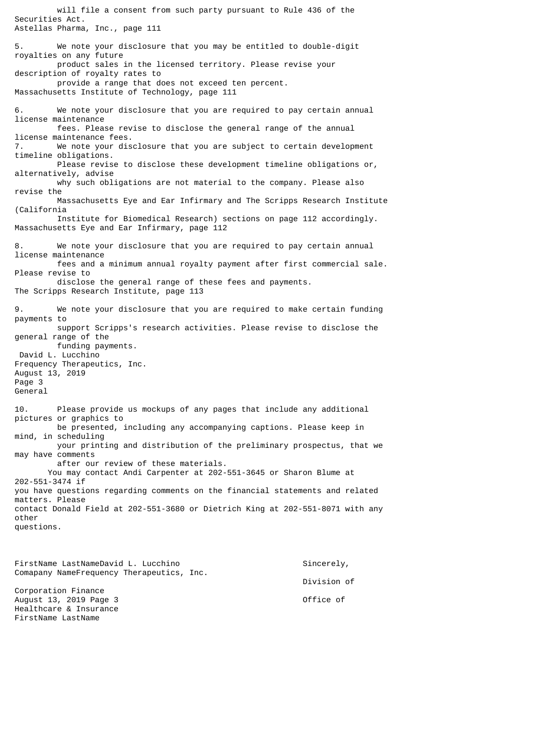will file a consent from such party pursuant to Rule 436 of the Securities Act.

Astellas Pharma, Inc., page 111

5. We note your disclosure that you may be entitled to double-digit royalties on any future product sales in the licensed territory. Please revise your description of royalty rates to provide a range that does not exceed ten percent.

Massachusetts Institute of Technology, page 111

6. We note your disclosure that you are required to pay certain annual license maintenance fees. Please revise to disclose the general range of the annual license maintenance fees.

7. We note your disclosure that you are subject to certain development timeline obligations. Please revise to disclose these development timeline obligations or, alternatively, advise why such obligations are not material to the company. Please also revise the Massachusetts Eye and Ear Infirmary and The Scripps Research Institute (California Institute for Biomedical Research) sections on page 112 accordingly.

Massachusetts Eye and Ear Infirmary, page 112

8. We note your disclosure that you are required to pay certain annual license maintenance fees and a minimum annual royalty payment after first commercial sale. Please revise to disclose the general range of these fees and payments.

The Scripps Research Institute, page 113

9. We note your disclosure that you are required to make certain funding payments to support Scripps's research activities. Please revise to disclose the general range of the funding payments.

David L. Lucchino
Frequency Therapeutics, Inc.
August 13, 2019
Page 3

General

10. Please provide us mockups of any pages that include any additional pictures or graphics to be presented, including any accompanying captions. Please keep in mind, in scheduling your printing and distribution of the preliminary prospectus, that we may have comments after our review of these materials.

You may contact Andi Carpenter at 202-551-3645 or Sharon Blume at 202-551-3474 if you have questions regarding comments on the financial statements and related matters. Please contact Donald Field at 202-551-3680 or Dietrich King at 202-551-8071 with any other questions.

Sincerely,

Division of Corporation Finance
Office of Healthcare & Insurance